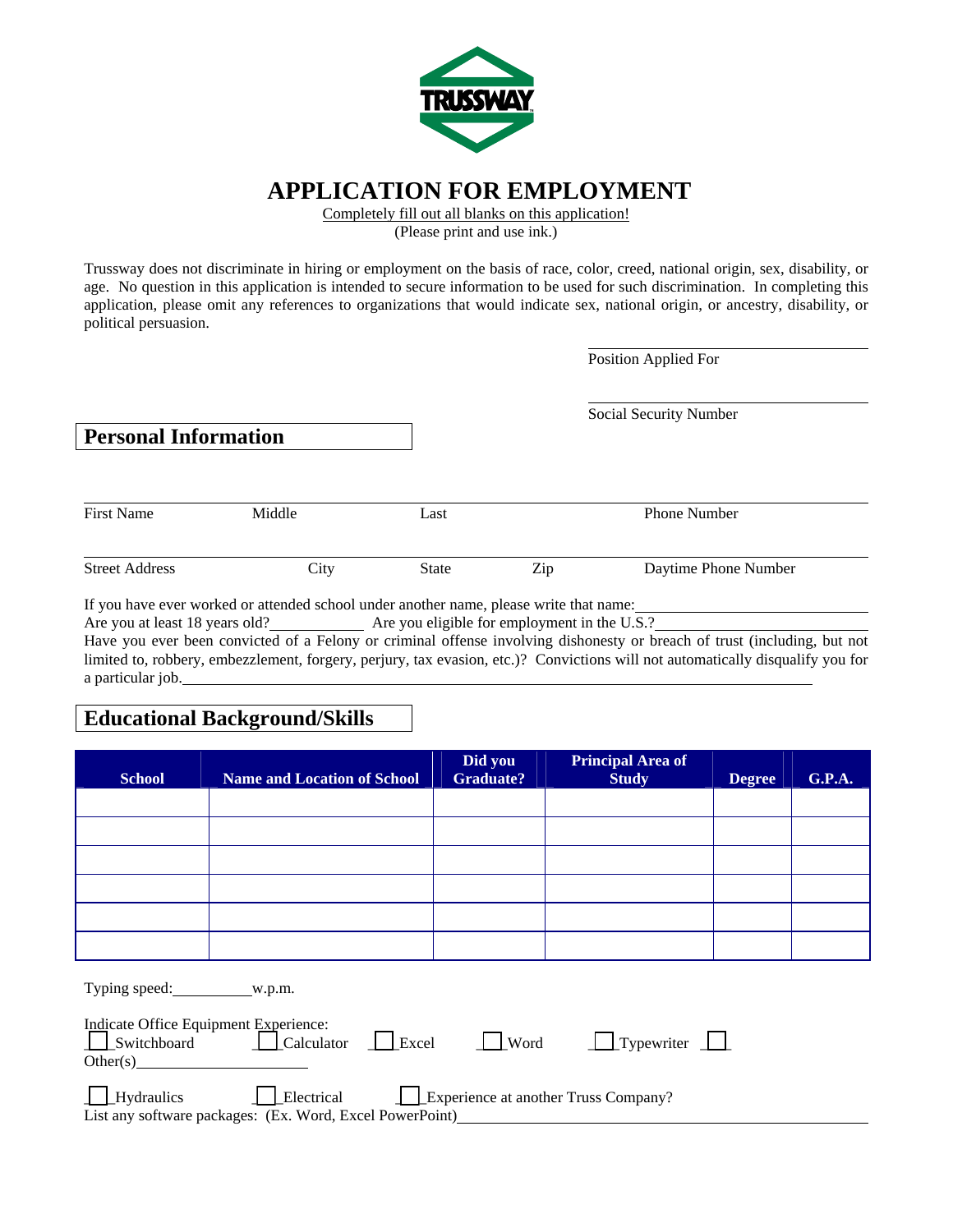TRUSSWAY

# APPLICATION FOR EMPLOYMENT

Completely fill out all blanks on this application!

(Please print and use ink.)

Trussway does not discriminate in hiring or employment on the basis of race, color, creed, national origin, sex, disability, or age. No question in this application is intended to secure information to be used for such discrimination. In completing this application, please omit any references to organizations that would indicate sex, national origin, or ancestry, disability, or political persuasion.

Position Applied For ______________________

Social Security Number ______________________

## Personal Information

First Name ______ Middle ______ Last ______ Phone Number ______

Street Address ______ City ______ State ______ Zip ______ Daytime Phone Number ______

If you have ever worked or attended school under another name, please write that name: ______________________

Are you at least 18 years old? __________ Are you eligible for employment in the U.S.? ______________________

Have you ever been convicted of a Felony or criminal offense involving dishonesty or breach of trust (including, but not limited to, robbery, embezzlement, forgery, perjury, tax evasion, etc.)? Convictions will not automatically disqualify you for a particular job. ______________________

## Educational Background/Skills

| School | Name and Location of School | Did you Graduate? | Principal Area of Study | Degree | G.P.A. |
|---|---|---|---|---|---|
| | | | | | |
| | | | | | |
| | | | | | |
| | | | | | |
| | | | | | |
| | | | | | |

Typing speed: __________ w.p.m.

Indicate Office Equipment Experience:

☐ Switchboard ☐ Calculator ☐ Excel ☐ Word ☐ Typewriter ☐

Other(s) ______________________

☐ Hydraulics ☐ Electrical ☐ Experience at another Truss Company?

List any software packages: (Ex. Word, Excel PowerPoint) ______________________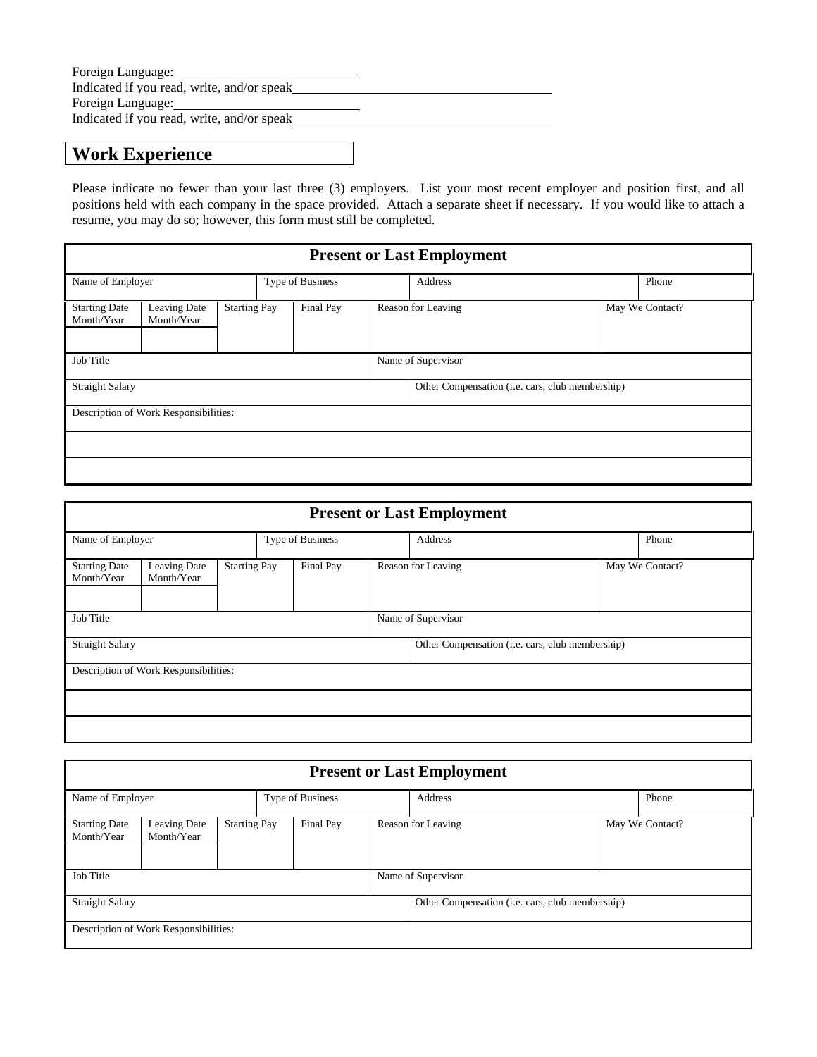Foreign Language:\_\_\_\_\_\_\_\_\_\_\_\_\_\_\_\_\_\_\_\_\_\_\_\_\_\_\_

Indicated if you read, write, and/or speak\_\_\_\_\_\_\_\_\_\_\_\_\_\_\_\_\_\_\_\_\_\_\_\_\_\_\_\_\_\_\_\_\_\_\_\_\_\_\_

Foreign Language:\_\_\_\_\_\_\_\_\_\_\_\_\_\_\_\_\_\_\_\_\_\_\_\_\_\_\_

Indicated if you read, write, and/or speak\_\_\_\_\_\_\_\_\_\_\_\_\_\_\_\_\_\_\_\_\_\_\_\_\_\_\_\_\_\_\_\_\_\_\_\_\_\_\_

## Work Experience

Please indicate no fewer than your last three (3) employers. List your most recent employer and position first, and all positions held with each company in the space provided. Attach a separate sheet if necessary. If you would like to attach a resume, you may do so; however, this form must still be completed.

| Present or Last Employment | | | | | |
|---|---|---|---|---|---|
| Name of Employer | | Type of Business | | Address | Phone |
| Starting Date Month/Year | Leaving Date Month/Year | Starting Pay | Final Pay | Reason for Leaving | May We Contact? |
| | | | | | |
| Job Title | | | | Name of Supervisor | |
| Straight Salary | | | | Other Compensation (i.e. cars, club membership) | |
| Description of Work Responsibilities: | | | | | |
| | | | | | |
| | | | | | |

| Present or Last Employment | | | | | |
|---|---|---|---|---|---|
| Name of Employer | | Type of Business | | Address | Phone |
| Starting Date Month/Year | Leaving Date Month/Year | Starting Pay | Final Pay | Reason for Leaving | May We Contact? |
| | | | | | |
| Job Title | | | | Name of Supervisor | |
| Straight Salary | | | | Other Compensation (i.e. cars, club membership) | |
| Description of Work Responsibilities: | | | | | |
| | | | | | |
| | | | | | |

| Present or Last Employment | | | | | |
|---|---|---|---|---|---|
| Name of Employer | | Type of Business | | Address | Phone |
| Starting Date Month/Year | Leaving Date Month/Year | Starting Pay | Final Pay | Reason for Leaving | May We Contact? |
| | | | | | |
| Job Title | | | | Name of Supervisor | |
| Straight Salary | | | | Other Compensation (i.e. cars, club membership) | |
| Description of Work Responsibilities: | | | | | |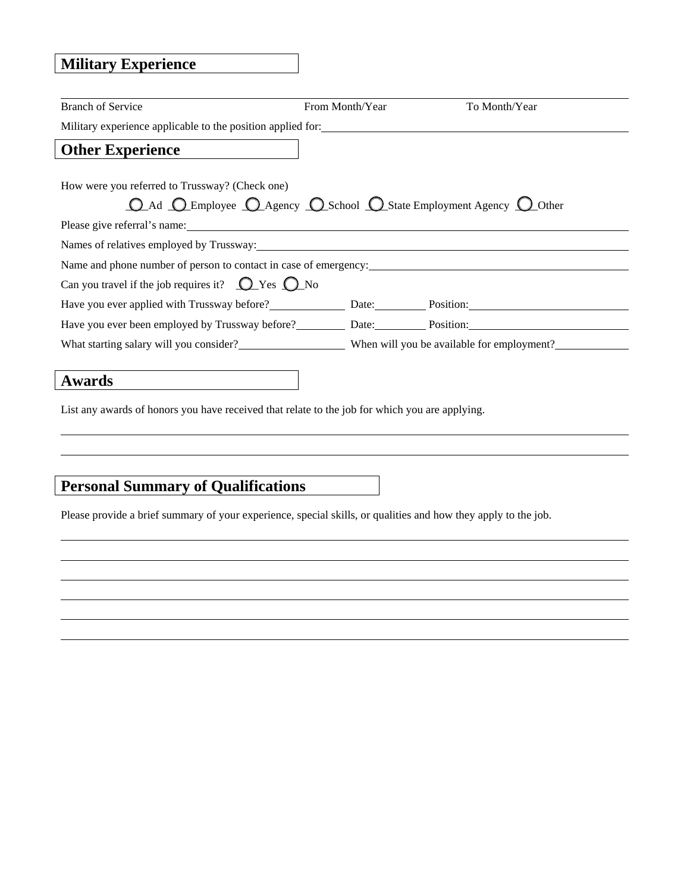## Military Experience

Branch of Service From Month/Year To Month/Year

Military experience applicable to the position applied for: \_\_\_\_\_\_\_\_\_\_\_\_\_\_\_\_\_\_\_\_\_\_\_\_\_\_\_\_\_\_\_\_\_\_\_\_\_\_

## Other Experience

How were you referred to Trussway? (Check one)

○ Ad ○ Employee ○ Agency ○ School ○ State Employment Agency ○ Other

Please give referral's name: \_\_\_\_\_\_\_\_\_\_\_\_\_\_\_\_\_\_\_\_\_\_\_\_\_\_\_\_\_\_\_\_\_\_\_\_\_\_

Names of relatives employed by Trussway: \_\_\_\_\_\_\_\_\_\_\_\_\_\_\_\_\_\_\_\_\_\_\_\_\_\_\_\_\_\_\_\_\_\_\_\_\_\_

Name and phone number of person to contact in case of emergency: \_\_\_\_\_\_\_\_\_\_\_\_\_\_\_\_\_\_\_\_\_\_\_\_\_\_\_\_\_\_

Can you travel if the job requires it? ○ Yes ○ No

Have you ever applied with Trussway before? \_\_\_\_\_\_\_\_ Date: \_\_\_\_\_\_ Position: \_\_\_\_\_\_\_\_\_\_\_\_\_\_\_\_

Have you ever been employed by Trussway before? \_\_\_\_\_\_ Date: \_\_\_\_\_\_ Position: \_\_\_\_\_\_\_\_\_\_\_\_\_\_\_\_

What starting salary will you consider? \_\_\_\_\_\_\_\_\_\_\_\_ When will you be available for employment? \_\_\_\_\_\_\_\_

## Awards

List any awards of honors you have received that relate to the job for which you are applying.

\_\_\_\_\_\_\_\_\_\_\_\_\_\_\_\_\_\_\_\_\_\_\_\_\_\_\_\_\_\_\_\_\_\_\_\_\_\_\_\_\_\_\_\_\_\_\_\_\_\_\_\_\_\_\_\_\_\_\_\_\_\_\_\_\_\_\_\_\_\_\_\_

\_\_\_\_\_\_\_\_\_\_\_\_\_\_\_\_\_\_\_\_\_\_\_\_\_\_\_\_\_\_\_\_\_\_\_\_\_\_\_\_\_\_\_\_\_\_\_\_\_\_\_\_\_\_\_\_\_\_\_\_\_\_\_\_\_\_\_\_\_\_\_\_

## Personal Summary of Qualifications

Please provide a brief summary of your experience, special skills, or qualities and how they apply to the job.

\_\_\_\_\_\_\_\_\_\_\_\_\_\_\_\_\_\_\_\_\_\_\_\_\_\_\_\_\_\_\_\_\_\_\_\_\_\_\_\_\_\_\_\_\_\_\_\_\_\_\_\_\_\_\_\_\_\_\_\_\_\_\_\_\_\_\_\_\_\_\_\_

\_\_\_\_\_\_\_\_\_\_\_\_\_\_\_\_\_\_\_\_\_\_\_\_\_\_\_\_\_\_\_\_\_\_\_\_\_\_\_\_\_\_\_\_\_\_\_\_\_\_\_\_\_\_\_\_\_\_\_\_\_\_\_\_\_\_\_\_\_\_\_\_

\_\_\_\_\_\_\_\_\_\_\_\_\_\_\_\_\_\_\_\_\_\_\_\_\_\_\_\_\_\_\_\_\_\_\_\_\_\_\_\_\_\_\_\_\_\_\_\_\_\_\_\_\_\_\_\_\_\_\_\_\_\_\_\_\_\_\_\_\_\_\_\_

\_\_\_\_\_\_\_\_\_\_\_\_\_\_\_\_\_\_\_\_\_\_\_\_\_\_\_\_\_\_\_\_\_\_\_\_\_\_\_\_\_\_\_\_\_\_\_\_\_\_\_\_\_\_\_\_\_\_\_\_\_\_\_\_\_\_\_\_\_\_\_\_

\_\_\_\_\_\_\_\_\_\_\_\_\_\_\_\_\_\_\_\_\_\_\_\_\_\_\_\_\_\_\_\_\_\_\_\_\_\_\_\_\_\_\_\_\_\_\_\_\_\_\_\_\_\_\_\_\_\_\_\_\_\_\_\_\_\_\_\_\_\_\_\_

\_\_\_\_\_\_\_\_\_\_\_\_\_\_\_\_\_\_\_\_\_\_\_\_\_\_\_\_\_\_\_\_\_\_\_\_\_\_\_\_\_\_\_\_\_\_\_\_\_\_\_\_\_\_\_\_\_\_\_\_\_\_\_\_\_\_\_\_\_\_\_\_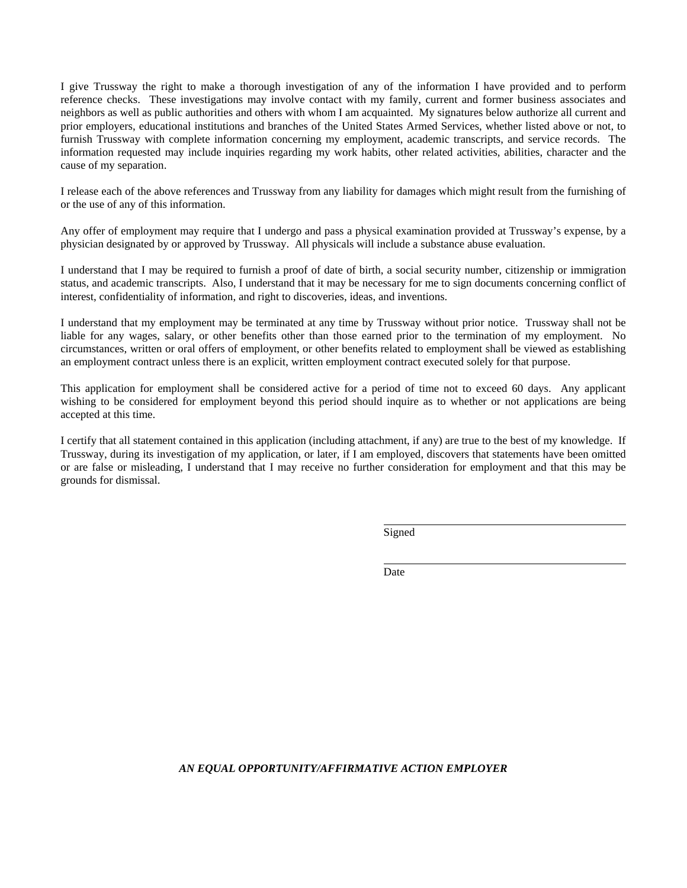I give Trussway the right to make a thorough investigation of any of the information I have provided and to perform reference checks. These investigations may involve contact with my family, current and former business associates and neighbors as well as public authorities and others with whom I am acquainted. My signatures below authorize all current and prior employers, educational institutions and branches of the United States Armed Services, whether listed above or not, to furnish Trussway with complete information concerning my employment, academic transcripts, and service records. The information requested may include inquiries regarding my work habits, other related activities, abilities, character and the cause of my separation.

I release each of the above references and Trussway from any liability for damages which might result from the furnishing of or the use of any of this information.

Any offer of employment may require that I undergo and pass a physical examination provided at Trussway's expense, by a physician designated by or approved by Trussway. All physicals will include a substance abuse evaluation.

I understand that I may be required to furnish a proof of date of birth, a social security number, citizenship or immigration status, and academic transcripts. Also, I understand that it may be necessary for me to sign documents concerning conflict of interest, confidentiality of information, and right to discoveries, ideas, and inventions.

I understand that my employment may be terminated at any time by Trussway without prior notice. Trussway shall not be liable for any wages, salary, or other benefits other than those earned prior to the termination of my employment. No circumstances, written or oral offers of employment, or other benefits related to employment shall be viewed as establishing an employment contract unless there is an explicit, written employment contract executed solely for that purpose.

This application for employment shall be considered active for a period of time not to exceed 60 days. Any applicant wishing to be considered for employment beyond this period should inquire as to whether or not applications are being accepted at this time.

I certify that all statement contained in this application (including attachment, if any) are true to the best of my knowledge. If Trussway, during its investigation of my application, or later, if I am employed, discovers that statements have been omitted or are false or misleading, I understand that I may receive no further consideration for employment and that this may be grounds for dismissal.

\_\_\_\_\_\_\_\_\_\_\_\_\_\_\_\_\_\_\_\_\_\_\_\_\_\_\_\_\_\_\_\_\_\_\_\_\_\_
Signed

\_\_\_\_\_\_\_\_\_\_\_\_\_\_\_\_\_\_\_\_\_\_\_\_\_\_\_\_\_\_\_\_\_\_\_\_\_\_
Date

***AN EQUAL OPPORTUNITY/AFFIRMATIVE ACTION EMPLOYER***